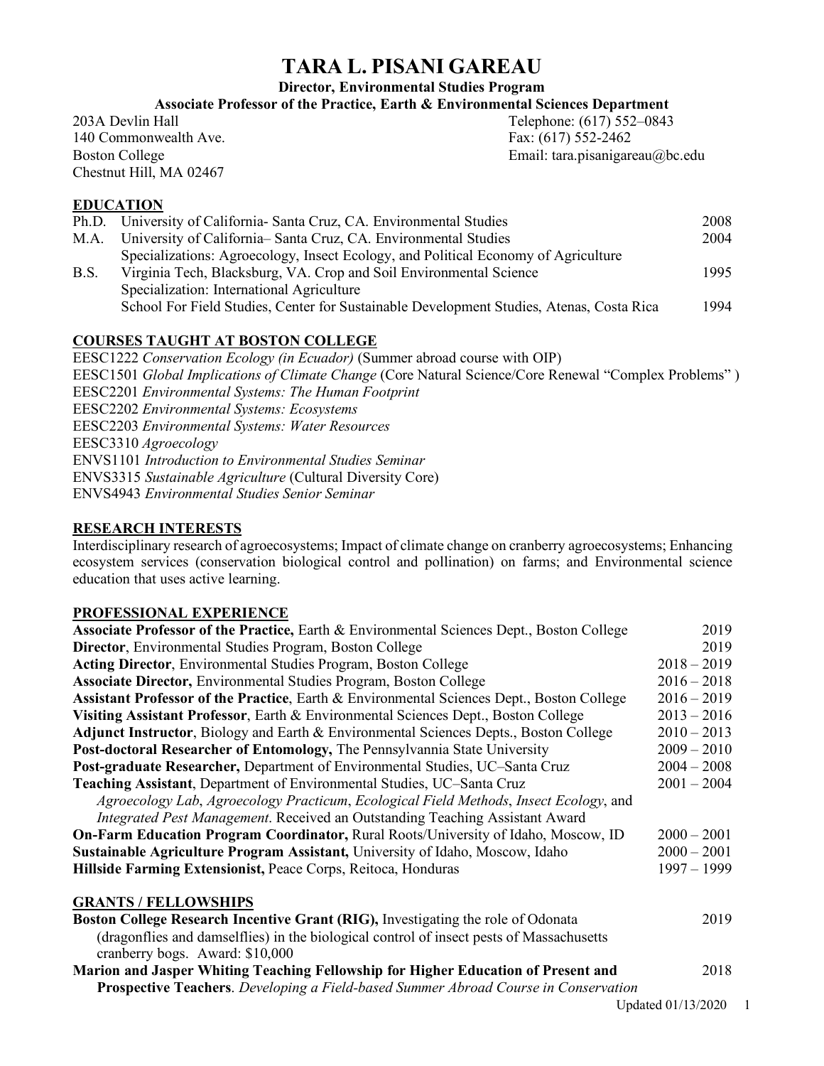# TARA L. PISANI GAREAU

**Director, Environmental Studies Program**

**Associate Professor of the Practice, Earth & Environmental Sciences Department**

203A Devlin Hall
140 Commonwealth Ave.
Boston College
Chestnut Hill, MA 02467

Telephone: (617) 552–0843
Fax: (617) 552-2462
Email: tara.pisanigareau@bc.edu

## EDUCATION

| | | |
|---|---|---|
| Ph.D. | University of California- Santa Cruz, CA. Environmental Studies | 2008 |
| M.A. | University of California– Santa Cruz, CA. Environmental Studies<br>Specializations: Agroecology, Insect Ecology, and Political Economy of Agriculture | 2004 |
| B.S. | Virginia Tech, Blacksburg, VA. Crop and Soil Environmental Science<br>Specialization: International Agriculture | 1995 |
| | School For Field Studies, Center for Sustainable Development Studies, Atenas, Costa Rica | 1994 |

## COURSES TAUGHT AT BOSTON COLLEGE

EESC1222 *Conservation Ecology (in Ecuador)* (Summer abroad course with OIP)
EESC1501 *Global Implications of Climate Change* (Core Natural Science/Core Renewal "Complex Problems" )
EESC2201 *Environmental Systems: The Human Footprint*
EESC2202 *Environmental Systems: Ecosystems*
EESC2203 *Environmental Systems: Water Resources*
EESC3310 *Agroecology*
ENVS1101 *Introduction to Environmental Studies Seminar*
ENVS3315 *Sustainable Agriculture* (Cultural Diversity Core)
ENVS4943 *Environmental Studies Senior Seminar*

## RESEARCH INTERESTS

Interdisciplinary research of agroecosystems; Impact of climate change on cranberry agroecosystems; Enhancing ecosystem services (conservation biological control and pollination) on farms; and Environmental science education that uses active learning.

## PROFESSIONAL EXPERIENCE

| | |
|---|---|
| **Associate Professor of the Practice,** Earth & Environmental Sciences Dept., Boston College | 2019 |
| **Director**, Environmental Studies Program, Boston College | 2019 |
| **Acting Director**, Environmental Studies Program, Boston College | 2018 – 2019 |
| **Associate Director,** Environmental Studies Program, Boston College | 2016 – 2018 |
| **Assistant Professor of the Practice**, Earth & Environmental Sciences Dept., Boston College | 2016 – 2019 |
| **Visiting Assistant Professor**, Earth & Environmental Sciences Dept., Boston College | 2013 – 2016 |
| **Adjunct Instructor**, Biology and Earth & Environmental Sciences Depts., Boston College | 2010 – 2013 |
| **Post-doctoral Researcher of Entomology,** The Pennsylvania State University | 2009 – 2010 |
| **Post-graduate Researcher,** Department of Environmental Studies, UC–Santa Cruz | 2004 – 2008 |
| **Teaching Assistant**, Department of Environmental Studies, UC–Santa Cruz<br>*Agroecology Lab*, *Agroecology Practicum*, *Ecological Field Methods*, *Insect Ecology*, and *Integrated Pest Management*. Received an Outstanding Teaching Assistant Award | 2001 – 2004 |
| **On-Farm Education Program Coordinator,** Rural Roots/University of Idaho, Moscow, ID | 2000 – 2001 |
| **Sustainable Agriculture Program Assistant,** University of Idaho, Moscow, Idaho | 2000 – 2001 |
| **Hillside Farming Extensionist,** Peace Corps, Reitoca, Honduras | 1997 – 1999 |

## GRANTS / FELLOWSHIPS

| | |
|---|---|
| **Boston College Research Incentive Grant (RIG),** Investigating the role of Odonata (dragonflies and damselflies) in the biological control of insect pests of Massachusetts cranberry bogs. Award: $10,000 | 2019 |
| **Marion and Jasper Whiting Teaching Fellowship for Higher Education of Present and Prospective Teachers**. *Developing a Field-based Summer Abroad Course in Conservation* | 2018 |

Updated 01/13/2020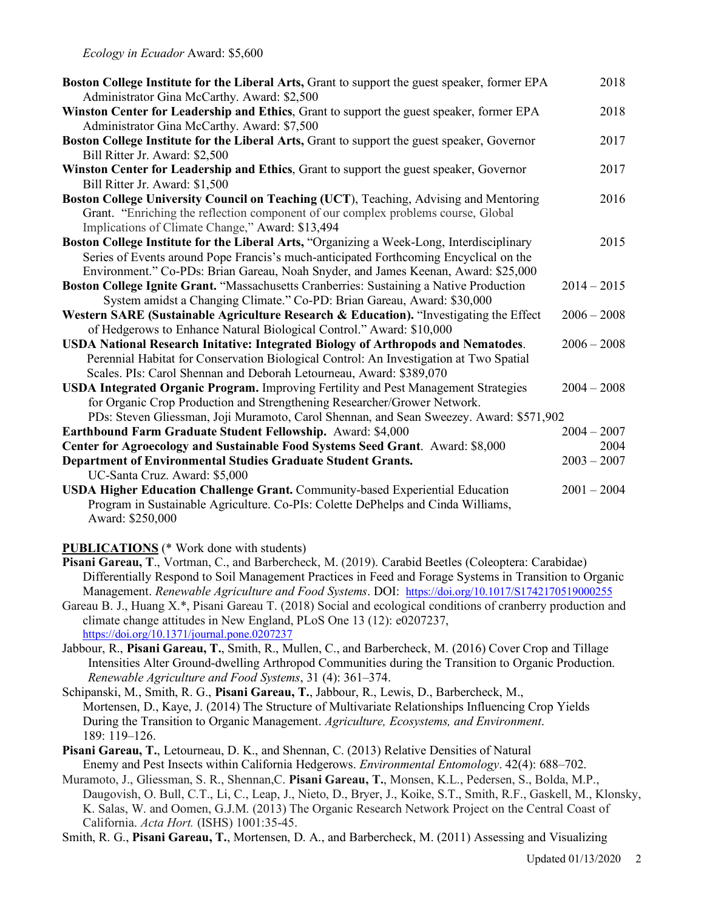*Ecology in Ecuador* Award: $5,600

**Boston College Institute for the Liberal Arts,** Grant to support the guest speaker, former EPA Administrator Gina McCarthy. Award: $2,500 — 2018

**Winston Center for Leadership and Ethics**, Grant to support the guest speaker, former EPA Administrator Gina McCarthy. Award: $7,500 — 2018

**Boston College Institute for the Liberal Arts,** Grant to support the guest speaker, Governor Bill Ritter Jr. Award: $2,500 — 2017

**Winston Center for Leadership and Ethics**, Grant to support the guest speaker, Governor Bill Ritter Jr. Award: $1,500 — 2017

**Boston College University Council on Teaching (UCT**), Teaching, Advising and Mentoring Grant. "Enriching the reflection component of our complex problems course, Global Implications of Climate Change," Award: $13,494 — 2016

**Boston College Institute for the Liberal Arts,** "Organizing a Week-Long, Interdisciplinary Series of Events around Pope Francis's much-anticipated Forthcoming Encyclical on the Environment." Co-PDs: Brian Gareau, Noah Snyder, and James Keenan, Award: $25,000 — 2015

**Boston College Ignite Grant.** "Massachusetts Cranberries: Sustaining a Native Production System amidst a Changing Climate." Co-PD: Brian Gareau, Award: $30,000 — 2014 – 2015

**Western SARE (Sustainable Agriculture Research & Education).** "Investigating the Effect of Hedgerows to Enhance Natural Biological Control." Award: $10,000 — 2006 – 2008

**USDA National Research Initative: Integrated Biology of Arthropods and Nematodes**. Perennial Habitat for Conservation Biological Control: An Investigation at Two Spatial Scales. PIs: Carol Shennan and Deborah Letourneau, Award: $389,070 — 2006 – 2008

**USDA Integrated Organic Program.** Improving Fertility and Pest Management Strategies for Organic Crop Production and Strengthening Researcher/Grower Network. PDs: Steven Gliessman, Joji Muramoto, Carol Shennan, and Sean Sweezey. Award: $571,902 — 2004 – 2008

**Earthbound Farm Graduate Student Fellowship.** Award: $4,000 — 2004 – 2007

**Center for Agroecology and Sustainable Food Systems Seed Grant**. Award: $8,000 — 2004

**Department of Environmental Studies Graduate Student Grants.** UC-Santa Cruz. Award: $5,000 — 2003 – 2007

**USDA Higher Education Challenge Grant.** Community-based Experiential Education Program in Sustainable Agriculture. Co-PIs: Colette DePhelps and Cinda Williams, Award: $250,000 — 2001 – 2004

**PUBLICATIONS** (* Work done with students)

**Pisani Gareau, T**., Vortman, C., and Barbercheck, M. (2019). Carabid Beetles (Coleoptera: Carabidae) Differentially Respond to Soil Management Practices in Feed and Forage Systems in Transition to Organic Management. *Renewable Agriculture and Food Systems*. DOI: https://doi.org/10.1017/S1742170519000255

Gareau B. J., Huang X.*, Pisani Gareau T. (2018) Social and ecological conditions of cranberry production and climate change attitudes in New England, PLoS One 13 (12): e0207237, https://doi.org/10.1371/journal.pone.0207237

Jabbour, R., **Pisani Gareau, T.**, Smith, R., Mullen, C., and Barbercheck, M. (2016) Cover Crop and Tillage Intensities Alter Ground-dwelling Arthropod Communities during the Transition to Organic Production. *Renewable Agriculture and Food Systems*, 31 (4): 361–374.

Schipanski, M., Smith, R. G., **Pisani Gareau, T.**, Jabbour, R., Lewis, D., Barbercheck, M., Mortensen, D., Kaye, J. (2014) The Structure of Multivariate Relationships Influencing Crop Yields During the Transition to Organic Management. *Agriculture, Ecosystems, and Environment*. 189: 119–126.

**Pisani Gareau, T.**, Letourneau, D. K., and Shennan, C. (2013) Relative Densities of Natural Enemy and Pest Insects within California Hedgerows. *Environmental Entomology*. 42(4): 688–702.

Muramoto, J., Gliessman, S. R., Shennan,C. **Pisani Gareau, T.**, Monsen, K.L., Pedersen, S., Bolda, M.P., Daugovish, O. Bull, C.T., Li, C., Leap, J., Nieto, D., Bryer, J., Koike, S.T., Smith, R.F., Gaskell, M., Klonsky, K. Salas, W. and Oomen, G.J.M. (2013) The Organic Research Network Project on the Central Coast of California. *Acta Hort.* (ISHS) 1001:35-45.

Smith, R. G., **Pisani Gareau, T.**, Mortensen, D. A., and Barbercheck, M. (2011) Assessing and Visualizing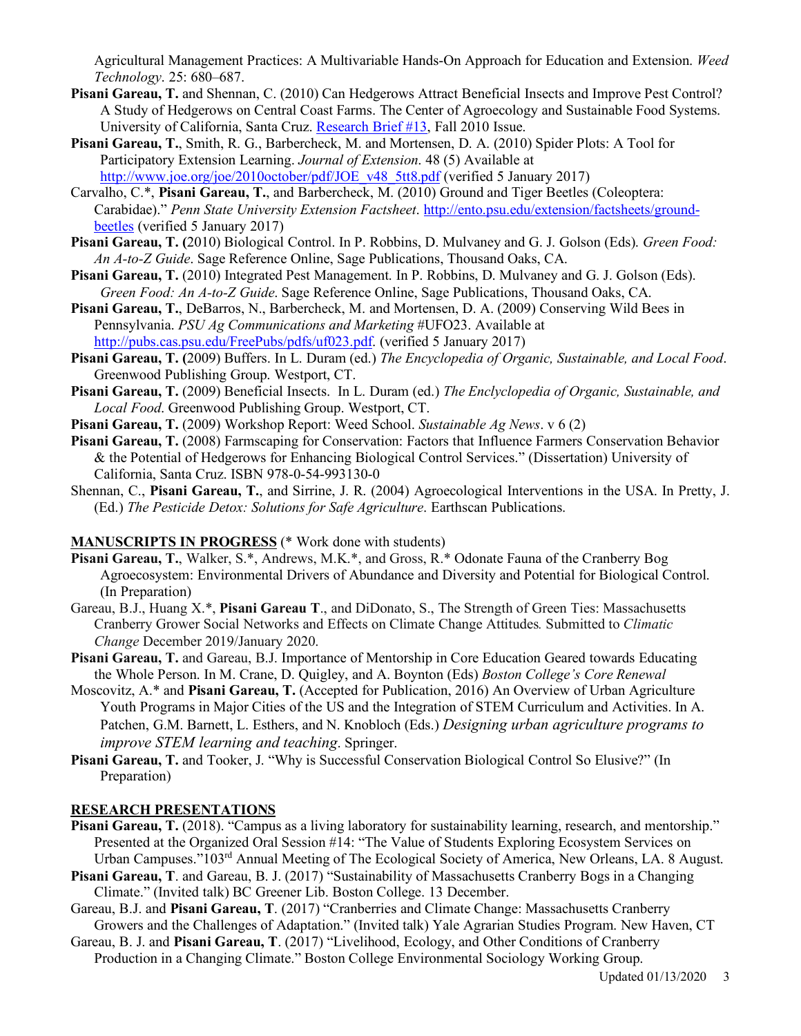Agricultural Management Practices: A Multivariable Hands-On Approach for Education and Extension. *Weed Technology*. 25: 680–687.

**Pisani Gareau, T.** and Shennan, C. (2010) Can Hedgerows Attract Beneficial Insects and Improve Pest Control? A Study of Hedgerows on Central Coast Farms. The Center of Agroecology and Sustainable Food Systems. University of California, Santa Cruz. Research Brief #13, Fall 2010 Issue.

**Pisani Gareau, T.**, Smith, R. G., Barbercheck, M. and Mortensen, D. A. (2010) Spider Plots: A Tool for Participatory Extension Learning. *Journal of Extension*. 48 (5) Available at http://www.joe.org/joe/2010october/pdf/JOE_v48_5tt8.pdf (verified 5 January 2017)

Carvalho, C.*, **Pisani Gareau, T.**, and Barbercheck, M. (2010) Ground and Tiger Beetles (Coleoptera: Carabidae)." *Penn State University Extension Factsheet*. http://ento.psu.edu/extension/factsheets/ground-beetles (verified 5 January 2017)

**Pisani Gareau, T. (**2010) Biological Control. In P. Robbins, D. Mulvaney and G. J. Golson (Eds). *Green Food: An A-to-Z Guide*. Sage Reference Online, Sage Publications, Thousand Oaks, CA.

**Pisani Gareau, T.** (2010) Integrated Pest Management. In P. Robbins, D. Mulvaney and G. J. Golson (Eds). *Green Food: An A-to-Z Guide*. Sage Reference Online, Sage Publications, Thousand Oaks, CA.

**Pisani Gareau, T.**, DeBarros, N., Barbercheck, M. and Mortensen, D. A. (2009) Conserving Wild Bees in Pennsylvania. *PSU Ag Communications and Marketing* #UFO23. Available at http://pubs.cas.psu.edu/FreePubs/pdfs/uf023.pdf. (verified 5 January 2017)

**Pisani Gareau, T. (**2009) Buffers. In L. Duram (ed.) *The Encyclopedia of Organic, Sustainable, and Local Food*. Greenwood Publishing Group. Westport, CT.

**Pisani Gareau, T.** (2009) Beneficial Insects. In L. Duram (ed.) *The Enclyclopedia of Organic, Sustainable, and Local Food*. Greenwood Publishing Group. Westport, CT.

**Pisani Gareau, T.** (2009) Workshop Report: Weed School. *Sustainable Ag News*. v 6 (2)

**Pisani Gareau, T.** (2008) Farmscaping for Conservation: Factors that Influence Farmers Conservation Behavior & the Potential of Hedgerows for Enhancing Biological Control Services." (Dissertation) University of California, Santa Cruz. ISBN 978-0-54-993130-0

Shennan, C., **Pisani Gareau, T.**, and Sirrine, J. R. (2004) Agroecological Interventions in the USA. In Pretty, J. (Ed.) *The Pesticide Detox: Solutions for Safe Agriculture*. Earthscan Publications.

## MANUSCRIPTS IN PROGRESS (* Work done with students)

**Pisani Gareau, T.**, Walker, S.*, Andrews, M.K.*, and Gross, R.* Odonate Fauna of the Cranberry Bog Agroecosystem: Environmental Drivers of Abundance and Diversity and Potential for Biological Control. (In Preparation)

Gareau, B.J., Huang X.*, **Pisani Gareau T**., and DiDonato, S., The Strength of Green Ties: Massachusetts Cranberry Grower Social Networks and Effects on Climate Change Attitudes*.* Submitted to *Climatic Change* December 2019/January 2020.

**Pisani Gareau, T.** and Gareau, B.J. Importance of Mentorship in Core Education Geared towards Educating the Whole Person. In M. Crane, D. Quigley, and A. Boynton (Eds) *Boston College's Core Renewal*

Moscovitz, A.* and **Pisani Gareau, T.** (Accepted for Publication, 2016) An Overview of Urban Agriculture Youth Programs in Major Cities of the US and the Integration of STEM Curriculum and Activities. In A. Patchen, G.M. Barnett, L. Esthers, and N. Knobloch (Eds.) *Designing urban agriculture programs to improve STEM learning and teaching*. Springer.

**Pisani Gareau, T.** and Tooker, J. "Why is Successful Conservation Biological Control So Elusive?" (In Preparation)

## RESEARCH PRESENTATIONS

**Pisani Gareau, T.** (2018). "Campus as a living laboratory for sustainability learning, research, and mentorship." Presented at the Organized Oral Session #14: "The Value of Students Exploring Ecosystem Services on Urban Campuses."103rd Annual Meeting of The Ecological Society of America, New Orleans, LA. 8 August.

**Pisani Gareau, T**. and Gareau, B. J. (2017) "Sustainability of Massachusetts Cranberry Bogs in a Changing Climate." (Invited talk) BC Greener Lib. Boston College. 13 December.

Gareau, B.J. and **Pisani Gareau, T**. (2017) "Cranberries and Climate Change: Massachusetts Cranberry Growers and the Challenges of Adaptation." (Invited talk) Yale Agrarian Studies Program. New Haven, CT

Gareau, B. J. and **Pisani Gareau, T**. (2017) "Livelihood, Ecology, and Other Conditions of Cranberry Production in a Changing Climate." Boston College Environmental Sociology Working Group.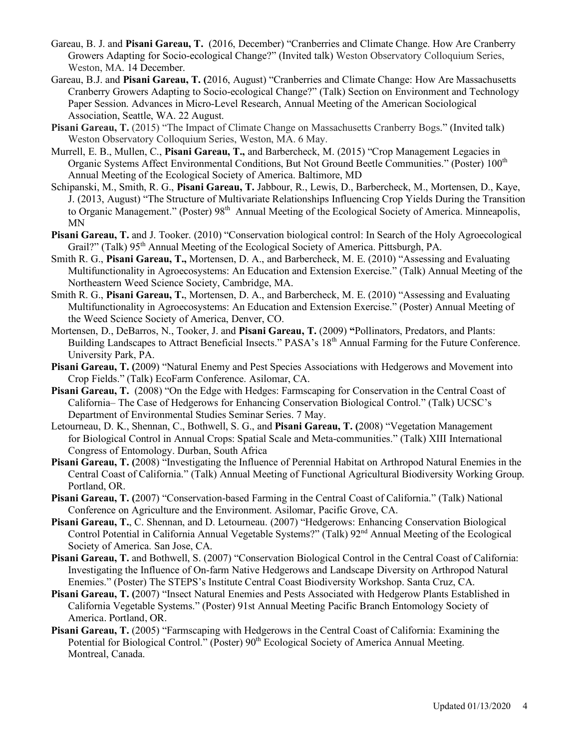Gareau, B. J. and **Pisani Gareau, T.** (2016, December) "Cranberries and Climate Change. How Are Cranberry Growers Adapting for Socio-ecological Change?" (Invited talk) Weston Observatory Colloquium Series, Weston, MA. 14 December.

Gareau, B.J. and **Pisani Gareau, T.** (2016, August) "Cranberries and Climate Change: How Are Massachusetts Cranberry Growers Adapting to Socio-ecological Change?" (Talk) Section on Environment and Technology Paper Session. Advances in Micro-Level Research, Annual Meeting of the American Sociological Association, Seattle, WA. 22 August.

**Pisani Gareau, T.** (2015) "The Impact of Climate Change on Massachusetts Cranberry Bogs." (Invited talk) Weston Observatory Colloquium Series, Weston, MA. 6 May.

Murrell, E. B., Mullen, C., **Pisani Gareau, T.,** and Barbercheck, M. (2015) "Crop Management Legacies in Organic Systems Affect Environmental Conditions, But Not Ground Beetle Communities." (Poster) 100th Annual Meeting of the Ecological Society of America. Baltimore, MD

Schipanski, M., Smith, R. G., **Pisani Gareau, T.** Jabbour, R., Lewis, D., Barbercheck, M., Mortensen, D., Kaye, J. (2013, August) "The Structure of Multivariate Relationships Influencing Crop Yields During the Transition to Organic Management." (Poster) 98th Annual Meeting of the Ecological Society of America. Minneapolis, MN

**Pisani Gareau, T.** and J. Tooker. (2010) "Conservation biological control: In Search of the Holy Agroecological Grail?" (Talk) 95th Annual Meeting of the Ecological Society of America. Pittsburgh, PA.

Smith R. G., **Pisani Gareau, T.,** Mortensen, D. A., and Barbercheck, M. E. (2010) "Assessing and Evaluating Multifunctionality in Agroecosystems: An Education and Extension Exercise." (Talk) Annual Meeting of the Northeastern Weed Science Society, Cambridge, MA.

Smith R. G., **Pisani Gareau, T.**, Mortensen, D. A., and Barbercheck, M. E. (2010) "Assessing and Evaluating Multifunctionality in Agroecosystems: An Education and Extension Exercise." (Poster) Annual Meeting of the Weed Science Society of America, Denver, CO.

Mortensen, D., DeBarros, N., Tooker, J. and **Pisani Gareau, T.** (2009) **"**Pollinators, Predators, and Plants: Building Landscapes to Attract Beneficial Insects." PASA's 18th Annual Farming for the Future Conference. University Park, PA.

**Pisani Gareau, T.** (2009) "Natural Enemy and Pest Species Associations with Hedgerows and Movement into Crop Fields." (Talk) EcoFarm Conference. Asilomar, CA.

**Pisani Gareau, T.** (2008) "On the Edge with Hedges: Farmscaping for Conservation in the Central Coast of California– The Case of Hedgerows for Enhancing Conservation Biological Control." (Talk) UCSC's Department of Environmental Studies Seminar Series. 7 May.

Letourneau, D. K., Shennan, C., Bothwell, S. G., and **Pisani Gareau, T.** (2008) "Vegetation Management for Biological Control in Annual Crops: Spatial Scale and Meta-communities." (Talk) XIII International Congress of Entomology. Durban, South Africa

**Pisani Gareau, T.** (2008) "Investigating the Influence of Perennial Habitat on Arthropod Natural Enemies in the Central Coast of California." (Talk) Annual Meeting of Functional Agricultural Biodiversity Working Group. Portland, OR.

**Pisani Gareau, T.** (2007) "Conservation-based Farming in the Central Coast of California." (Talk) National Conference on Agriculture and the Environment. Asilomar, Pacific Grove, CA.

**Pisani Gareau, T.**, C. Shennan, and D. Letourneau. (2007) "Hedgerows: Enhancing Conservation Biological Control Potential in California Annual Vegetable Systems?" (Talk) 92nd Annual Meeting of the Ecological Society of America. San Jose, CA.

**Pisani Gareau, T.** and Bothwell, S. (2007) "Conservation Biological Control in the Central Coast of California: Investigating the Influence of On-farm Native Hedgerows and Landscape Diversity on Arthropod Natural Enemies." (Poster) The STEPS's Institute Central Coast Biodiversity Workshop. Santa Cruz, CA.

**Pisani Gareau, T.** (2007) "Insect Natural Enemies and Pests Associated with Hedgerow Plants Established in California Vegetable Systems." (Poster) 91st Annual Meeting Pacific Branch Entomology Society of America. Portland, OR.

**Pisani Gareau, T.** (2005) "Farmscaping with Hedgerows in the Central Coast of California: Examining the Potential for Biological Control." (Poster) 90th Ecological Society of America Annual Meeting. Montreal, Canada.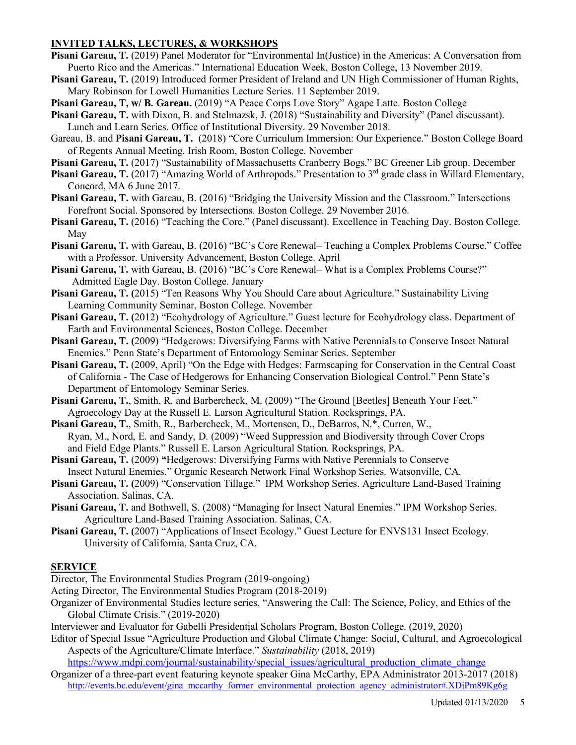## INVITED TALKS, LECTURES, & WORKSHOPS

**Pisani Gareau, T.** (2019) Panel Moderator for "Environmental In(Justice) in the Americas: A Conversation from Puerto Rico and the Americas." International Education Week, Boston College, 13 November 2019.

**Pisani Gareau, T.** (2019) Introduced former President of Ireland and UN High Commissioner of Human Rights, Mary Robinson for Lowell Humanities Lecture Series. 11 September 2019.

**Pisani Gareau, T, w/ B. Gareau.** (2019) "A Peace Corps Love Story" Agape Latte. Boston College

**Pisani Gareau, T.** with Dixon, B. and Stelmazsk, J. (2018) "Sustainability and Diversity" (Panel discussant). Lunch and Learn Series. Office of Institutional Diversity. 29 November 2018.

Gareau, B. and **Pisani Gareau, T.** (2018) "Core Curriculum Immersion: Our Experience." Boston College Board of Regents Annual Meeting. Irish Room, Boston College. November

**Pisani Gareau, T.** (2017) "Sustainability of Massachusetts Cranberry Bogs." BC Greener Lib group. December

**Pisani Gareau, T.** (2017) "Amazing World of Arthropods." Presentation to 3rd grade class in Willard Elementary, Concord, MA 6 June 2017.

**Pisani Gareau, T.** with Gareau, B. (2016) "Bridging the University Mission and the Classroom." Intersections Forefront Social. Sponsored by Intersections. Boston College. 29 November 2016.

**Pisani Gareau, T.** (2016) "Teaching the Core." (Panel discussant). Excellence in Teaching Day. Boston College. May

**Pisani Gareau, T.** with Gareau, B. (2016) "BC's Core Renewal– Teaching a Complex Problems Course." Coffee with a Professor. University Advancement, Boston College. April

**Pisani Gareau, T.** with Gareau, B. (2016) "BC's Core Renewal– What is a Complex Problems Course?" Admitted Eagle Day. Boston College. January

**Pisani Gareau, T. (**2015) "Ten Reasons Why You Should Care about Agriculture." Sustainability Living Learning Community Seminar, Boston College. November

**Pisani Gareau, T. (**2012) "Ecohydrology of Agriculture." Guest lecture for Ecohydrology class. Department of Earth and Environmental Sciences, Boston College. December

**Pisani Gareau, T. (**2009) "Hedgerows: Diversifying Farms with Native Perennials to Conserve Insect Natural Enemies." Penn State's Department of Entomology Seminar Series. September

**Pisani Gareau, T.** (2009, April) "On the Edge with Hedges: Farmscaping for Conservation in the Central Coast of California - The Case of Hedgerows for Enhancing Conservation Biological Control." Penn State's Department of Entomology Seminar Series.

**Pisani Gareau, T.**, Smith, R. and Barbercheck, M. (2009) "The Ground [Beetles] Beneath Your Feet." Agroecology Day at the Russell E. Larson Agricultural Station. Rocksprings, PA.

**Pisani Gareau, T.**, Smith, R., Barbercheck, M., Mortensen, D., DeBarros, N.*, Curren, W., Ryan, M., Nord, E. and Sandy, D. (2009) "Weed Suppression and Biodiversity through Cover Crops and Field Edge Plants." Russell E. Larson Agricultural Station. Rocksprings, PA.

**Pisani Gareau, T.** (2009) **"**Hedgerows: Diversifying Farms with Native Perennials to Conserve Insect Natural Enemies." Organic Research Network Final Workshop Series. Watsonville, CA.

**Pisani Gareau, T. (**2009) "Conservation Tillage." IPM Workshop Series. Agriculture Land-Based Training Association. Salinas, CA.

**Pisani Gareau, T.** and Bothwell, S. (2008) "Managing for Insect Natural Enemies." IPM Workshop Series. Agriculture Land-Based Training Association. Salinas, CA.

**Pisani Gareau, T. (**2007) "Applications of Insect Ecology." Guest Lecture for ENVS131 Insect Ecology. University of California, Santa Cruz, CA.

## SERVICE

Director, The Environmental Studies Program (2019-ongoing)

Acting Director, The Environmental Studies Program (2018-2019)

Organizer of Environmental Studies lecture series, "Answering the Call: The Science, Policy, and Ethics of the Global Climate Crisis." (2019-2020)

Interviewer and Evaluator for Gabelli Presidential Scholars Program, Boston College. (2019, 2020)

Editor of Special Issue "Agriculture Production and Global Climate Change: Social, Cultural, and Agroecological Aspects of the Agriculture/Climate Interface." *Sustainability* (2018, 2019) https://www.mdpi.com/journal/sustainability/special_issues/agricultural_production_climate_change

Organizer of a three-part event featuring keynote speaker Gina McCarthy, EPA Administrator 2013-2017 (2018) http://events.bc.edu/event/gina_mccarthy_former_environmental_protection_agency_administrator#.XDjPm89Kg6g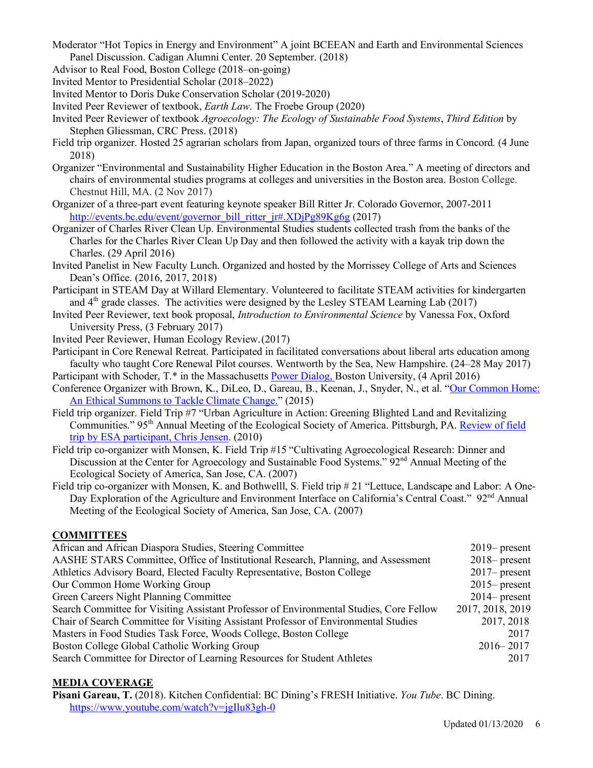Moderator "Hot Topics in Energy and Environment" A joint BCEEAN and Earth and Environmental Sciences Panel Discussion. Cadigan Alumni Center. 20 September. (2018)

Advisor to Real Food, Boston College (2018–on-going)

Invited Mentor to Presidential Scholar (2018–2022)

Invited Mentor to Doris Duke Conservation Scholar (2019-2020)

Invited Peer Reviewer of textbook, *Earth Law*. The Froebe Group (2020)

Invited Peer Reviewer of textbook *Agroecology: The Ecology of Sustainable Food Systems*, *Third Edition* by Stephen Gliessman, CRC Press. (2018)

Field trip organizer. Hosted 25 agrarian scholars from Japan, organized tours of three farms in Concord. (4 June 2018)

Organizer "Environmental and Sustainability Higher Education in the Boston Area." A meeting of directors and chairs of environmental studies programs at colleges and universities in the Boston area. Boston College. Chestnut Hill, MA. (2 Nov 2017)

Organizer of a three-part event featuring keynote speaker Bill Ritter Jr. Colorado Governor, 2007-2011 [http://events.bc.edu/event/governor_bill_ritter_jr#.XDjPg89Kg6g](http://events.bc.edu/event/governor_bill_ritter_jr#.XDjPg89Kg6g) (2017)

Organizer of Charles River Clean Up. Environmental Studies students collected trash from the banks of the Charles for the Charles River Clean Up Day and then followed the activity with a kayak trip down the Charles. (29 April 2016)

Invited Panelist in New Faculty Lunch. Organized and hosted by the Morrissey College of Arts and Sciences Dean's Office. (2016, 2017, 2018)

Participant in STEAM Day at Willard Elementary. Volunteered to facilitate STEAM activities for kindergarten and 4th grade classes. The activities were designed by the Lesley STEAM Learning Lab (2017)

Invited Peer Reviewer, text book proposal, *Introduction to Environmental Science* by Vanessa Fox, Oxford University Press, (3 February 2017)

Invited Peer Reviewer, Human Ecology Review. (2017)

Participant in Core Renewal Retreat. Participated in facilitated conversations about liberal arts education among faculty who taught Core Renewal Pilot courses. Wentworth by the Sea, New Hampshire. (24–28 May 2017)

Participant with Schoder, T.* in the Massachusetts Power Dialog, Boston University, (4 April 2016)

Conference Organizer with Brown, K., DiLeo, D., Gareau, B., Keenan, J., Snyder, N., et al. "Our Common Home: An Ethical Summons to Tackle Climate Change." (2015)

Field trip organizer. Field Trip #7 "Urban Agriculture in Action: Greening Blighted Land and Revitalizing Communities." 95th Annual Meeting of the Ecological Society of America. Pittsburgh, PA. Review of field trip by ESA participant, Chris Jensen. (2010)

Field trip co-organizer with Monsen, K. Field Trip #15 "Cultivating Agroecological Research: Dinner and Discussion at the Center for Agroecology and Sustainable Food Systems." 92nd Annual Meeting of the Ecological Society of America, San Jose, CA. (2007)

Field trip co-organizer with Monsen, K. and Bothwelll, S. Field trip # 21 "Lettuce, Landscape and Labor: A One-Day Exploration of the Agriculture and Environment Interface on California's Central Coast." 92nd Annual Meeting of the Ecological Society of America, San Jose, CA. (2007)

## COMMITTEES

| | |
|---|---|
| African and African Diaspora Studies, Steering Committee | 2019– present |
| AASHE STARS Committee, Office of Institutional Research, Planning, and Assessment | 2018– present |
| Athletics Advisory Board, Elected Faculty Representative, Boston College | 2017– present |
| Our Common Home Working Group | 2015– present |
| Green Careers Night Planning Committee | 2014– present |
| Search Committee for Visiting Assistant Professor of Environmental Studies, Core Fellow | 2017, 2018, 2019 |
| Chair of Search Committee for Visiting Assistant Professor of Environmental Studies | 2017, 2018 |
| Masters in Food Studies Task Force, Woods College, Boston College | 2017 |
| Boston College Global Catholic Working Group | 2016– 2017 |
| Search Committee for Director of Learning Resources for Student Athletes | 2017 |

## MEDIA COVERAGE

**Pisani Gareau, T.** (2018). Kitchen Confidential: BC Dining's FRESH Initiative. *You Tube*. BC Dining. [https://www.youtube.com/watch?v=jgIlu83gh-0](https://www.youtube.com/watch?v=jgIlu83gh-0)

Updated 01/13/2020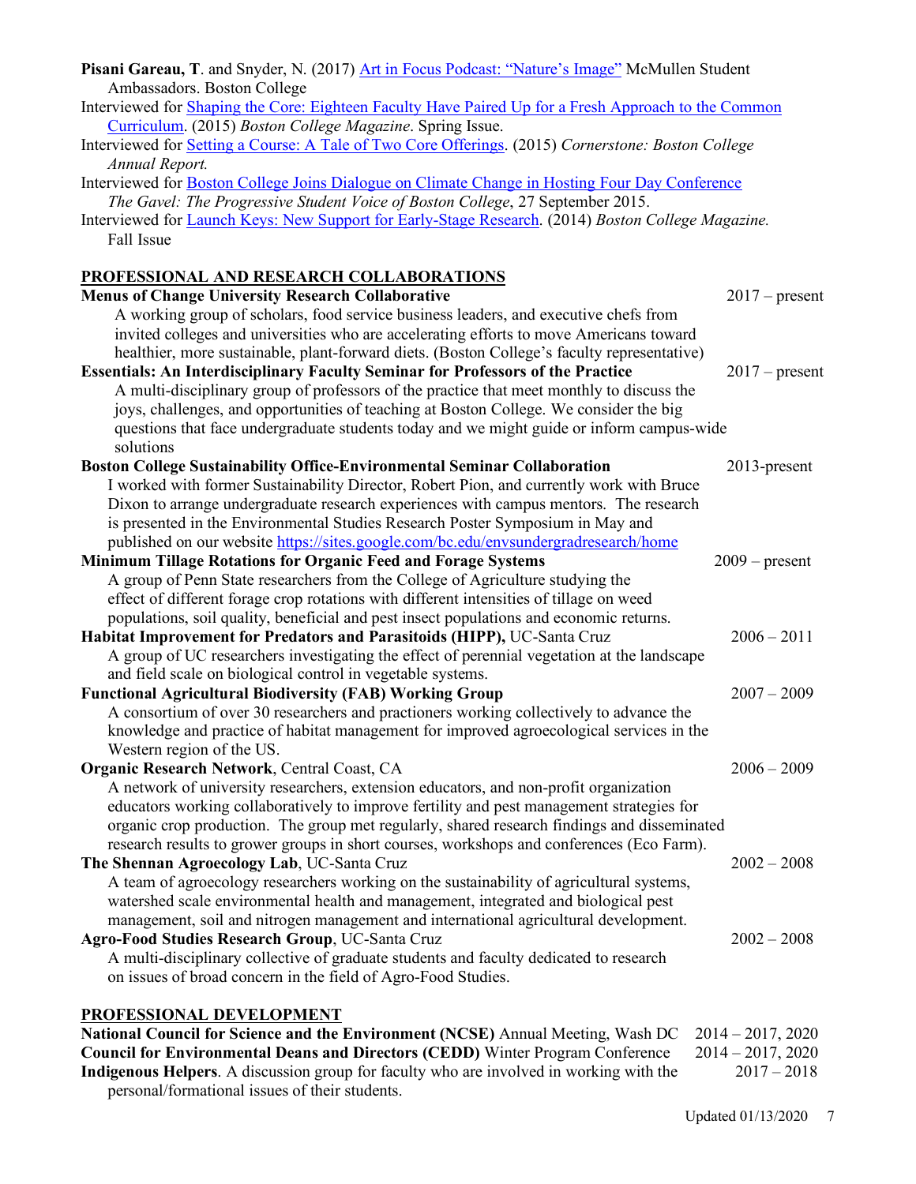**Pisani Gareau, T**. and Snyder, N. (2017) Art in Focus Podcast: "Nature's Image" McMullen Student Ambassadors. Boston College

Interviewed for Shaping the Core: Eighteen Faculty Have Paired Up for a Fresh Approach to the Common Curriculum. (2015) *Boston College Magazine*. Spring Issue.

Interviewed for Setting a Course: A Tale of Two Core Offerings. (2015) *Cornerstone: Boston College Annual Report.*

Interviewed for Boston College Joins Dialogue on Climate Change in Hosting Four Day Conference *The Gavel: The Progressive Student Voice of Boston College*, 27 September 2015.

Interviewed for Launch Keys: New Support for Early-Stage Research. (2014) *Boston College Magazine.* Fall Issue

## PROFESSIONAL AND RESEARCH COLLABORATIONS

**Menus of Change University Research Collaborative** — 2017 – present

A working group of scholars, food service business leaders, and executive chefs from invited colleges and universities who are accelerating efforts to move Americans toward healthier, more sustainable, plant-forward diets. (Boston College's faculty representative)

**Essentials: An Interdisciplinary Faculty Seminar for Professors of the Practice** — 2017 – present

A multi-disciplinary group of professors of the practice that meet monthly to discuss the joys, challenges, and opportunities of teaching at Boston College. We consider the big questions that face undergraduate students today and we might guide or inform campus-wide solutions

**Boston College Sustainability Office-Environmental Seminar Collaboration** — 2013-present

I worked with former Sustainability Director, Robert Pion, and currently work with Bruce Dixon to arrange undergraduate research experiences with campus mentors. The research is presented in the Environmental Studies Research Poster Symposium in May and published on our website https://sites.google.com/bc.edu/envsundergradresearch/home

**Minimum Tillage Rotations for Organic Feed and Forage Systems** — 2009 – present

A group of Penn State researchers from the College of Agriculture studying the effect of different forage crop rotations with different intensities of tillage on weed populations, soil quality, beneficial and pest insect populations and economic returns.

**Habitat Improvement for Predators and Parasitoids (HIPP),** UC-Santa Cruz — 2006 – 2011

A group of UC researchers investigating the effect of perennial vegetation at the landscape and field scale on biological control in vegetable systems.

**Functional Agricultural Biodiversity (FAB) Working Group** — 2007 – 2009

A consortium of over 30 researchers and practioners working collectively to advance the knowledge and practice of habitat management for improved agroecological services in the Western region of the US.

**Organic Research Network**, Central Coast, CA — 2006 – 2009

A network of university researchers, extension educators, and non-profit organization educators working collaboratively to improve fertility and pest management strategies for organic crop production. The group met regularly, shared research findings and disseminated research results to grower groups in short courses, workshops and conferences (Eco Farm).

**The Shennan Agroecology Lab**, UC-Santa Cruz — 2002 – 2008

A team of agroecology researchers working on the sustainability of agricultural systems, watershed scale environmental health and management, integrated and biological pest management, soil and nitrogen management and international agricultural development.

**Agro-Food Studies Research Group**, UC-Santa Cruz — 2002 – 2008

A multi-disciplinary collective of graduate students and faculty dedicated to research on issues of broad concern in the field of Agro-Food Studies.

## PROFESSIONAL DEVELOPMENT

**National Council for Science and the Environment (NCSE)** Annual Meeting, Wash DC — 2014 – 2017, 2020

**Council for Environmental Deans and Directors (CEDD)** Winter Program Conference — 2014 – 2017, 2020

**Indigenous Helpers**. A discussion group for faculty who are involved in working with the personal/formational issues of their students. — 2017 – 2018

Updated 01/13/2020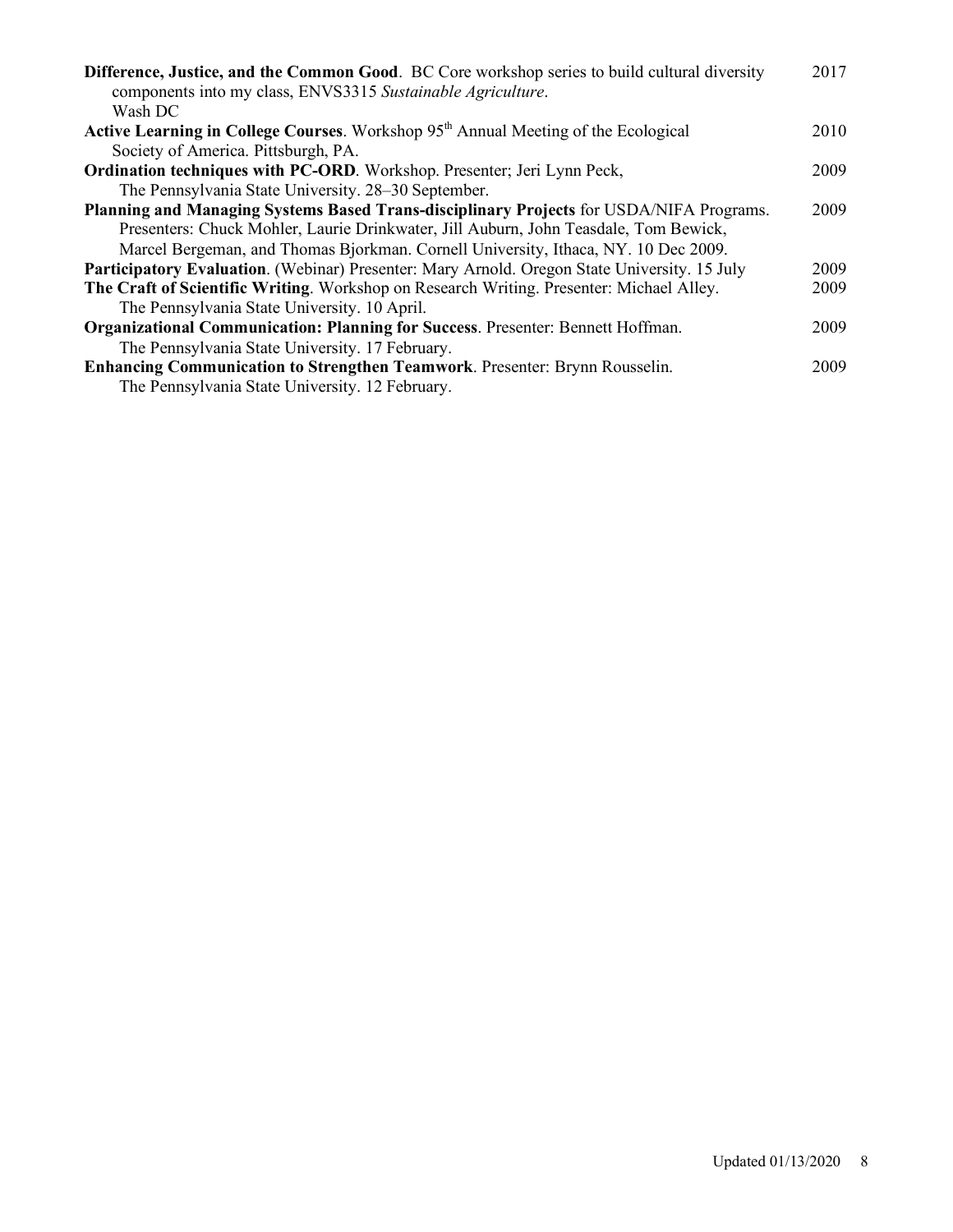**Difference, Justice, and the Common Good**. BC Core workshop series to build cultural diversity components into my class, ENVS3315 *Sustainable Agriculture*. Wash DC — 2017

**Active Learning in College Courses**. Workshop 95th Annual Meeting of the Ecological Society of America. Pittsburgh, PA. — 2010

**Ordination techniques with PC-ORD**. Workshop. Presenter; Jeri Lynn Peck, The Pennsylvania State University. 28–30 September. — 2009

**Planning and Managing Systems Based Trans-disciplinary Projects** for USDA/NIFA Programs. Presenters: Chuck Mohler, Laurie Drinkwater, Jill Auburn, John Teasdale, Tom Bewick, Marcel Bergeman, and Thomas Bjorkman. Cornell University, Ithaca, NY. 10 Dec 2009. — 2009

**Participatory Evaluation**. (Webinar) Presenter: Mary Arnold. Oregon State University. 15 July — 2009

**The Craft of Scientific Writing**. Workshop on Research Writing. Presenter: Michael Alley. The Pennsylvania State University. 10 April. — 2009

**Organizational Communication: Planning for Success**. Presenter: Bennett Hoffman. The Pennsylvania State University. 17 February. — 2009

**Enhancing Communication to Strengthen Teamwork**. Presenter: Brynn Rousselin. The Pennsylvania State University. 12 February. — 2009

Updated 01/13/2020